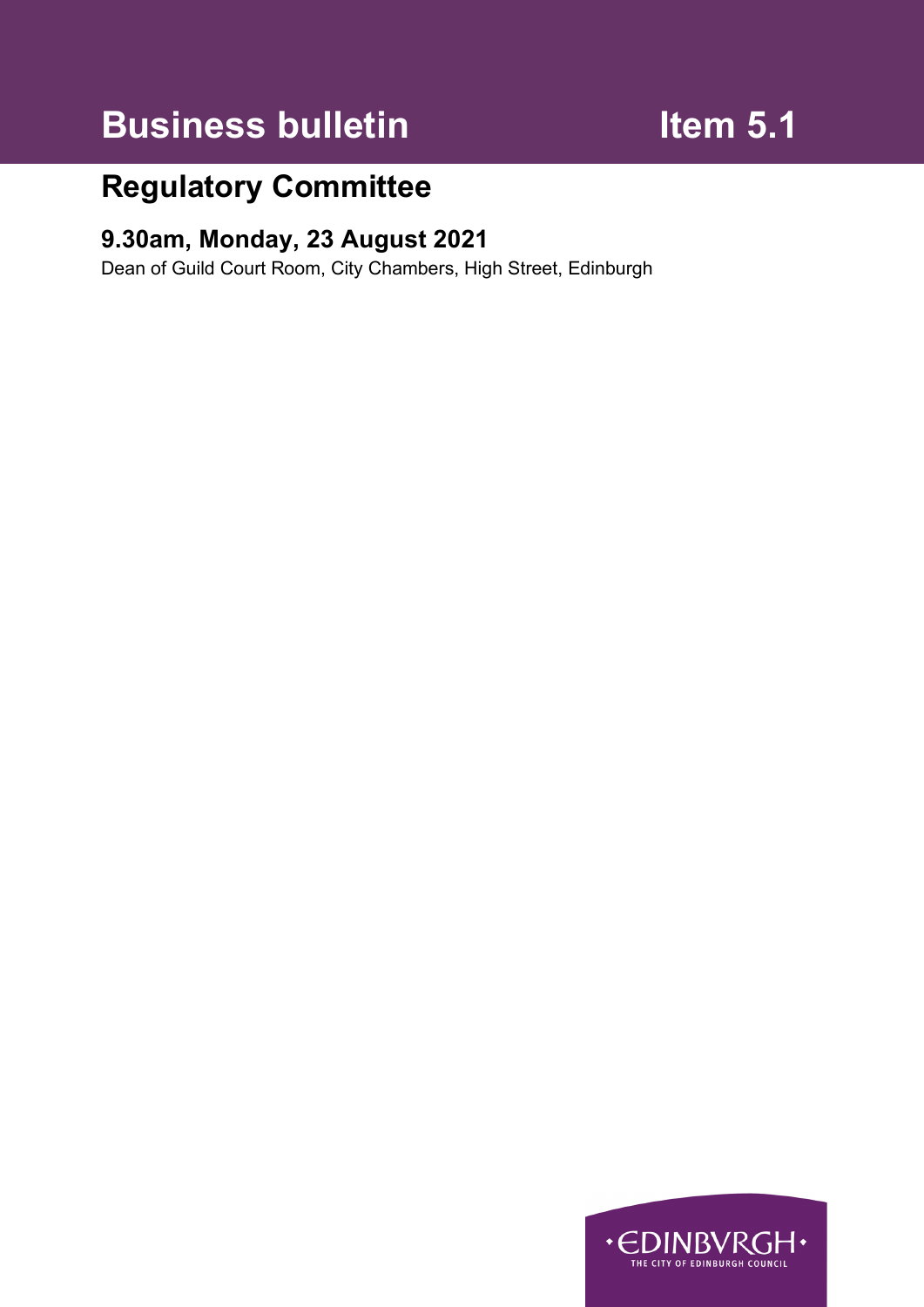# Business bulletin

# Item 5.1

## Regulatory Committee

### 9.30am, Monday, 23 August 2021

Dean of Guild Court Room, City Chambers, High Street, Edinburgh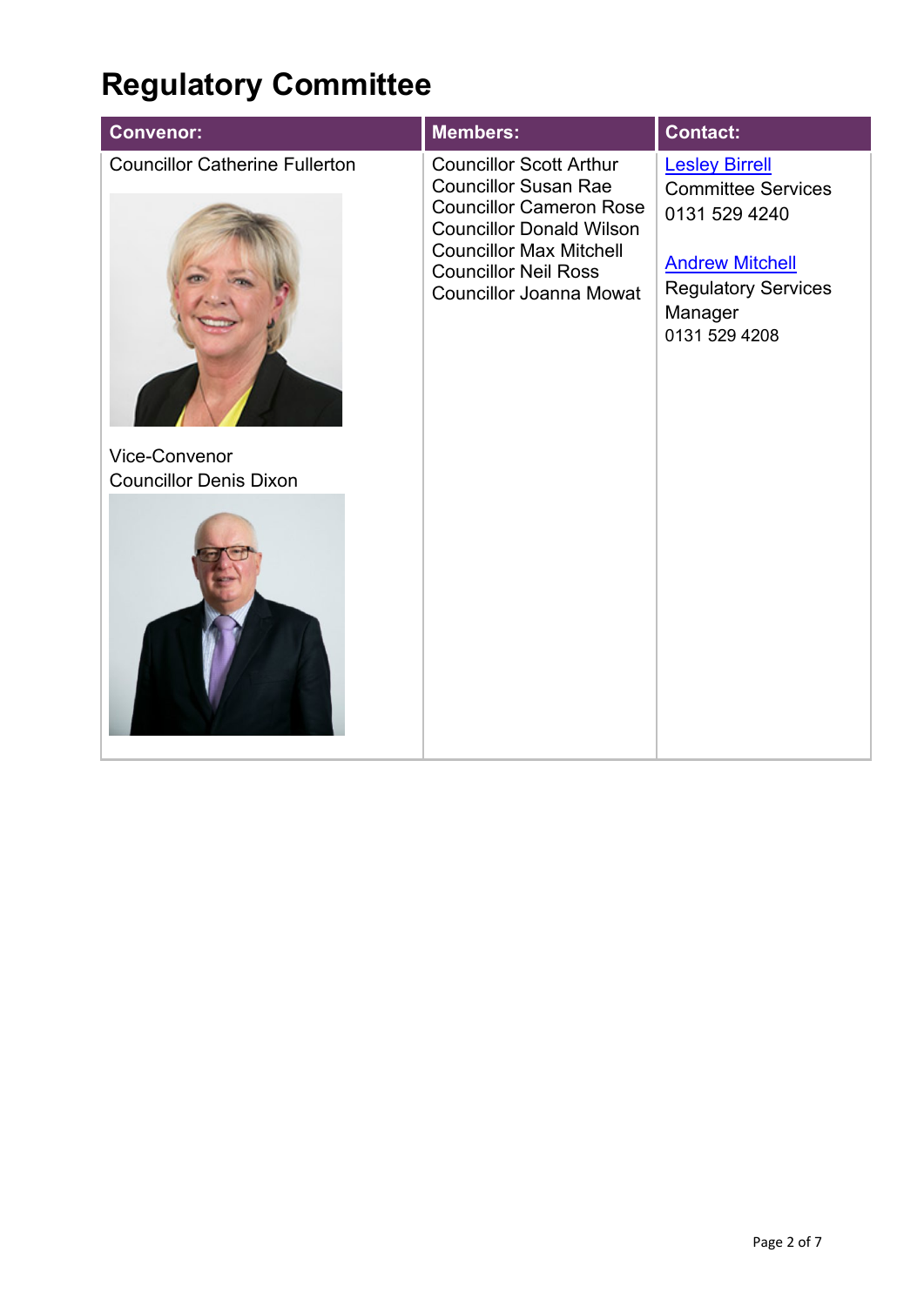# Regulatory Committee

| Convenor: | Members: | Contact: |
| --- | --- | --- |
| Councillor Catherine Fullerton<br><br>Vice-Convenor<br>Councillor Denis Dixon | Councillor Scott Arthur<br>Councillor Susan Rae<br>Councillor Cameron Rose<br>Councillor Donald Wilson<br>Councillor Max Mitchell<br>Councillor Neil Ross<br>Councillor Joanna Mowat | Lesley Birrell<br>Committee Services<br>0131 529 4240<br><br>Andrew Mitchell<br>Regulatory Services Manager<br>0131 529 4208 |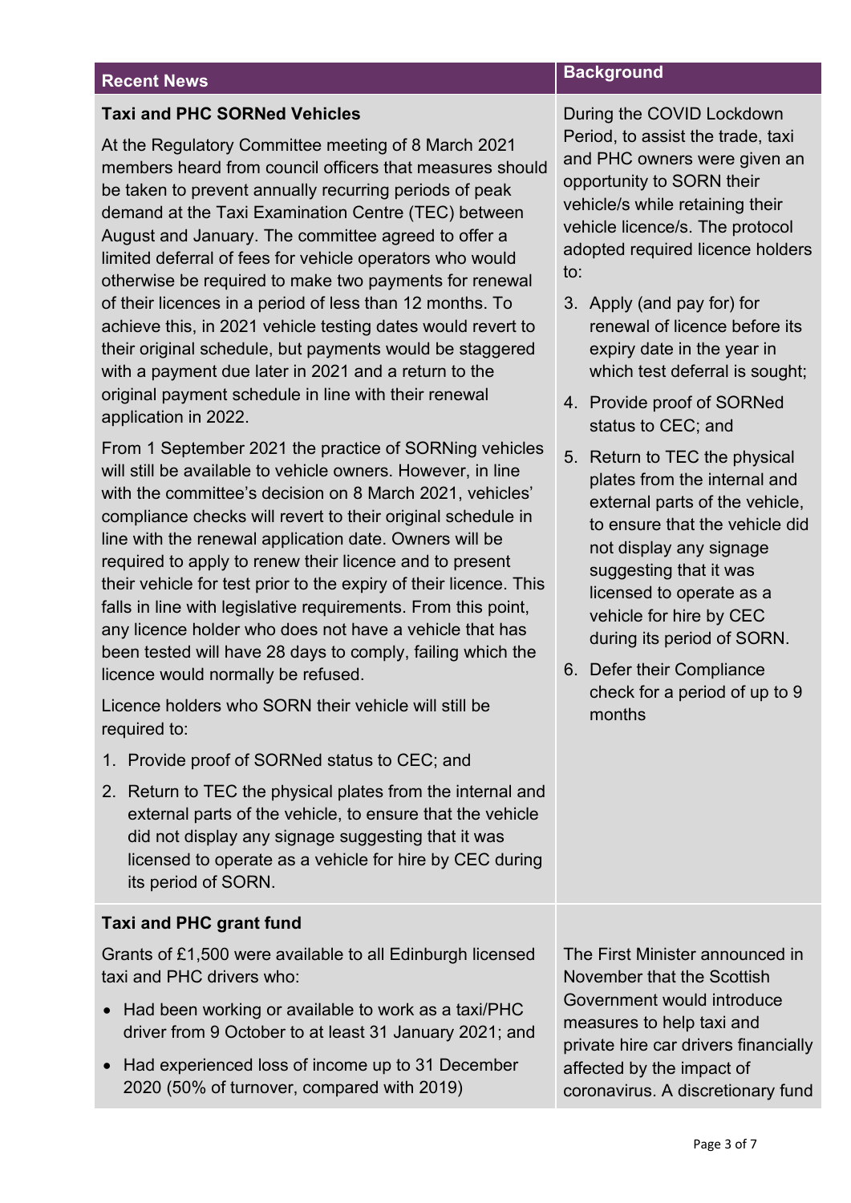| Recent News | Background |
| --- | --- |
| **Taxi and PHC SORNed Vehicles**<br><br>At the Regulatory Committee meeting of 8 March 2021 members heard from council officers that measures should be taken to prevent annually recurring periods of peak demand at the Taxi Examination Centre (TEC) between August and January. The committee agreed to offer a limited deferral of fees for vehicle operators who would otherwise be required to make two payments for renewal of their licences in a period of less than 12 months. To achieve this, in 2021 vehicle testing dates would revert to their original schedule, but payments would be staggered with a payment due later in 2021 and a return to the original payment schedule in line with their renewal application in 2022.<br><br>From 1 September 2021 the practice of SORNing vehicles will still be available to vehicle owners. However, in line with the committee's decision on 8 March 2021, vehicles' compliance checks will revert to their original schedule in line with the renewal application date. Owners will be required to apply to renew their licence and to present their vehicle for test prior to the expiry of their licence. This falls in line with legislative requirements. From this point, any licence holder who does not have a vehicle that has been tested will have 28 days to comply, failing which the licence would normally be refused.<br><br>Licence holders who SORN their vehicle will still be required to:<br><br>1. Provide proof of SORNed status to CEC; and<br>2. Return to TEC the physical plates from the internal and external parts of the vehicle, to ensure that the vehicle did not display any signage suggesting that it was licensed to operate as a vehicle for hire by CEC during its period of SORN. | During the COVID Lockdown Period, to assist the trade, taxi and PHC owners were given an opportunity to SORN their vehicle/s while retaining their vehicle licence/s. The protocol adopted required licence holders to:<br><br>3. Apply (and pay for) for renewal of licence before its expiry date in the year in which test deferral is sought;<br>4. Provide proof of SORNed status to CEC; and<br>5. Return to TEC the physical plates from the internal and external parts of the vehicle, to ensure that the vehicle did not display any signage suggesting that it was licensed to operate as a vehicle for hire by CEC during its period of SORN.<br>6. Defer their Compliance check for a period of up to 9 months |
| **Taxi and PHC grant fund**<br><br>Grants of £1,500 were available to all Edinburgh licensed taxi and PHC drivers who:<br><br>• Had been working or available to work as a taxi/PHC driver from 9 October to at least 31 January 2021; and<br>• Had experienced loss of income up to 31 December 2020 (50% of turnover, compared with 2019) | The First Minister announced in November that the Scottish Government would introduce measures to help taxi and private hire car drivers financially affected by the impact of coronavirus. A discretionary fund |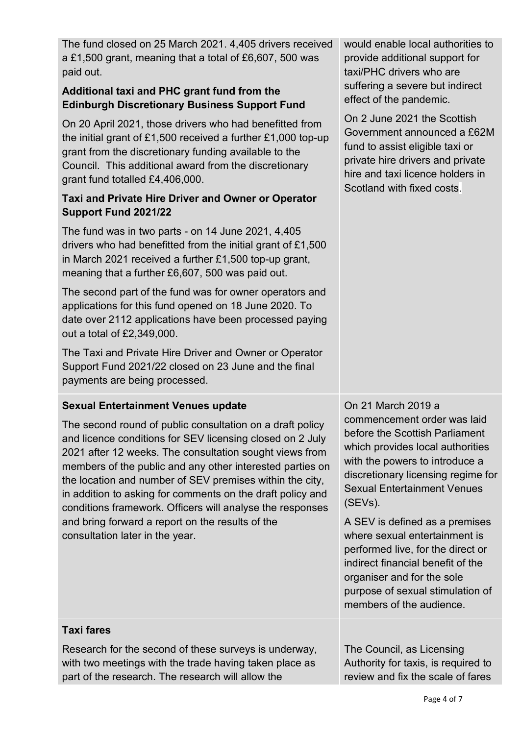| | |
|---|---|
| The fund closed on 25 March 2021. 4,405 drivers received a £1,500 grant, meaning that a total of £6,607, 500 was paid out.<br><br>**Additional taxi and PHC grant fund from the Edinburgh Discretionary Business Support Fund**<br><br>On 20 April 2021, those drivers who had benefitted from the initial grant of £1,500 received a further £1,000 top-up grant from the discretionary funding available to the Council. This additional award from the discretionary grant fund totalled £4,406,000.<br><br>**Taxi and Private Hire Driver and Owner or Operator Support Fund 2021/22**<br><br>The fund was in two parts - on 14 June 2021, 4,405 drivers who had benefitted from the initial grant of £1,500 in March 2021 received a further £1,500 top-up grant, meaning that a further £6,607, 500 was paid out.<br><br>The second part of the fund was for owner operators and applications for this fund opened on 18 June 2020. To date over 2112 applications have been processed paying out a total of £2,349,000.<br><br>The Taxi and Private Hire Driver and Owner or Operator Support Fund 2021/22 closed on 23 June and the final payments are being processed. | would enable local authorities to provide additional support for taxi/PHC drivers who are suffering a severe but indirect effect of the pandemic.<br><br>On 2 June 2021 the Scottish Government announced a £62M fund to assist eligible taxi or private hire drivers and private hire and taxi licence holders in Scotland with fixed costs. |
| **Sexual Entertainment Venues update**<br><br>The second round of public consultation on a draft policy and licence conditions for SEV licensing closed on 2 July 2021 after 12 weeks. The consultation sought views from members of the public and any other interested parties on the location and number of SEV premises within the city, in addition to asking for comments on the draft policy and conditions framework. Officers will analyse the responses and bring forward a report on the results of the consultation later in the year. | On 21 March 2019 a commencement order was laid before the Scottish Parliament which provides local authorities with the powers to introduce a discretionary licensing regime for Sexual Entertainment Venues (SEVs).<br><br>A SEV is defined as a premises where sexual entertainment is performed live, for the direct or indirect financial benefit of the organiser and for the sole purpose of sexual stimulation of members of the audience. |
| **Taxi fares**<br><br>Research for the second of these surveys is underway, with two meetings with the trade having taken place as part of the research. The research will allow the | The Council, as Licensing Authority for taxis, is required to review and fix the scale of fares |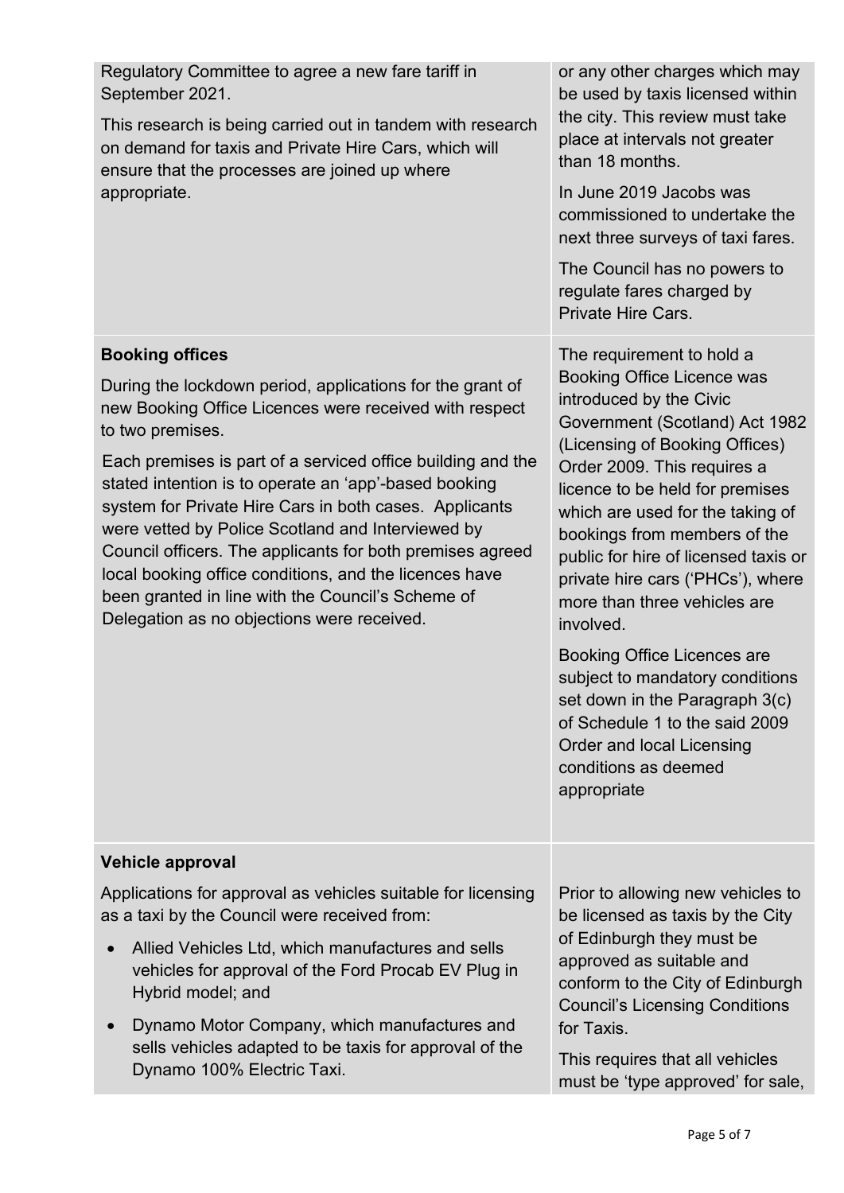| | |
|---|---|
| Regulatory Committee to agree a new fare tariff in September 2021.<br><br>This research is being carried out in tandem with research on demand for taxis and Private Hire Cars, which will ensure that the processes are joined up where appropriate. | or any other charges which may be used by taxis licensed within the city. This review must take place at intervals not greater than 18 months.<br><br>In June 2019 Jacobs was commissioned to undertake the next three surveys of taxi fares.<br><br>The Council has no powers to regulate fares charged by Private Hire Cars. |
| **Booking offices**<br><br>During the lockdown period, applications for the grant of new Booking Office Licences were received with respect to two premises.<br><br>Each premises is part of a serviced office building and the stated intention is to operate an 'app'-based booking system for Private Hire Cars in both cases. Applicants were vetted by Police Scotland and Interviewed by Council officers. The applicants for both premises agreed local booking office conditions, and the licences have been granted in line with the Council's Scheme of Delegation as no objections were received. | The requirement to hold a Booking Office Licence was introduced by the Civic Government (Scotland) Act 1982 (Licensing of Booking Offices) Order 2009. This requires a licence to be held for premises which are used for the taking of bookings from members of the public for hire of licensed taxis or private hire cars ('PHCs'), where more than three vehicles are involved.<br><br>Booking Office Licences are subject to mandatory conditions set down in the Paragraph 3(c) of Schedule 1 to the said 2009 Order and local Licensing conditions as deemed appropriate |
| **Vehicle approval**<br><br>Applications for approval as vehicles suitable for licensing as a taxi by the Council were received from:<br><br>• Allied Vehicles Ltd, which manufactures and sells vehicles for approval of the Ford Procab EV Plug in Hybrid model; and<br><br>• Dynamo Motor Company, which manufactures and sells vehicles adapted to be taxis for approval of the Dynamo 100% Electric Taxi. | Prior to allowing new vehicles to be licensed as taxis by the City of Edinburgh they must be approved as suitable and conform to the City of Edinburgh Council's Licensing Conditions for Taxis.<br><br>This requires that all vehicles must be 'type approved' for sale, |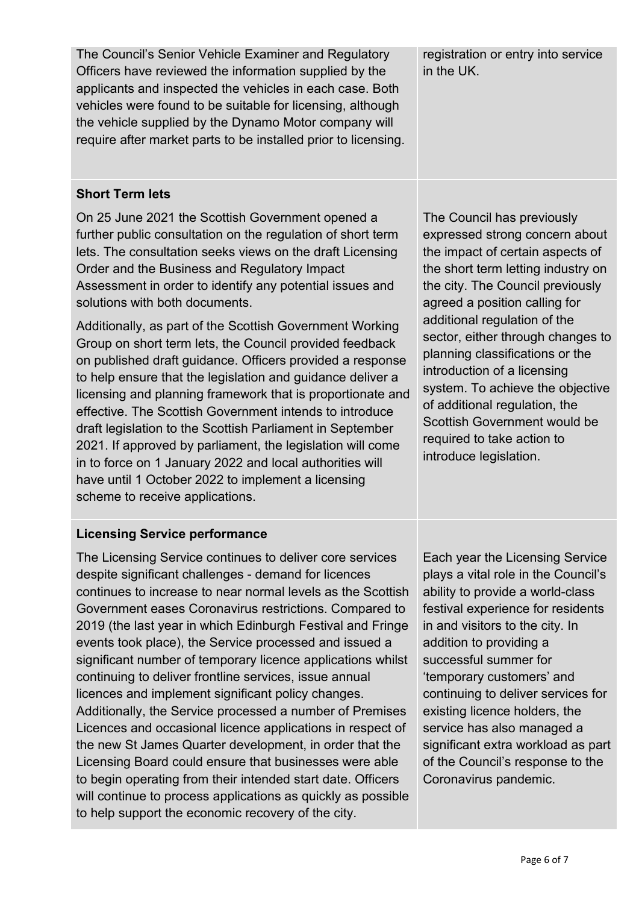| | |
|---|---|
| The Council's Senior Vehicle Examiner and Regulatory Officers have reviewed the information supplied by the applicants and inspected the vehicles in each case. Both vehicles were found to be suitable for licensing, although the vehicle supplied by the Dynamo Motor company will require after market parts to be installed prior to licensing. | registration or entry into service in the UK. |
| **Short Term lets**<br><br>On 25 June 2021 the Scottish Government opened a further public consultation on the regulation of short term lets. The consultation seeks views on the draft Licensing Order and the Business and Regulatory Impact Assessment in order to identify any potential issues and solutions with both documents.<br><br>Additionally, as part of the Scottish Government Working Group on short term lets, the Council provided feedback on published draft guidance. Officers provided a response to help ensure that the legislation and guidance deliver a licensing and planning framework that is proportionate and effective. The Scottish Government intends to introduce draft legislation to the Scottish Parliament in September 2021. If approved by parliament, the legislation will come in to force on 1 January 2022 and local authorities will have until 1 October 2022 to implement a licensing scheme to receive applications. | The Council has previously expressed strong concern about the impact of certain aspects of the short term letting industry on the city. The Council previously agreed a position calling for additional regulation of the sector, either through changes to planning classifications or the introduction of a licensing system. To achieve the objective of additional regulation, the Scottish Government would be required to take action to introduce legislation. |
| **Licensing Service performance**<br><br>The Licensing Service continues to deliver core services despite significant challenges - demand for licences continues to increase to near normal levels as the Scottish Government eases Coronavirus restrictions. Compared to 2019 (the last year in which Edinburgh Festival and Fringe events took place), the Service processed and issued a significant number of temporary licence applications whilst continuing to deliver frontline services, issue annual licences and implement significant policy changes. Additionally, the Service processed a number of Premises Licences and occasional licence applications in respect of the new St James Quarter development, in order that the Licensing Board could ensure that businesses were able to begin operating from their intended start date. Officers will continue to process applications as quickly as possible to help support the economic recovery of the city. | Each year the Licensing Service plays a vital role in the Council's ability to provide a world-class festival experience for residents in and visitors to the city. In addition to providing a successful summer for 'temporary customers' and continuing to deliver services for existing licence holders, the service has also managed a significant extra workload as part of the Council's response to the Coronavirus pandemic. |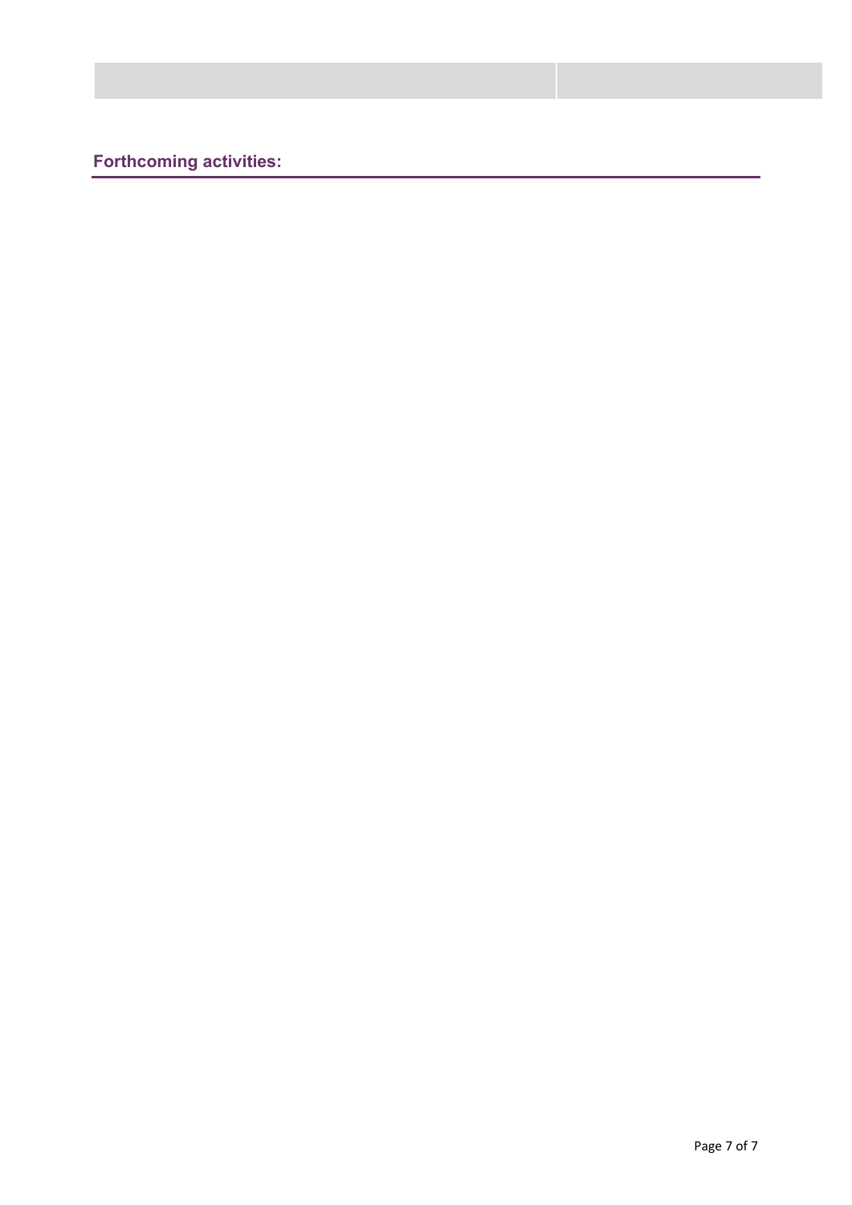| | |
|---|---|

## Forthcoming activities: